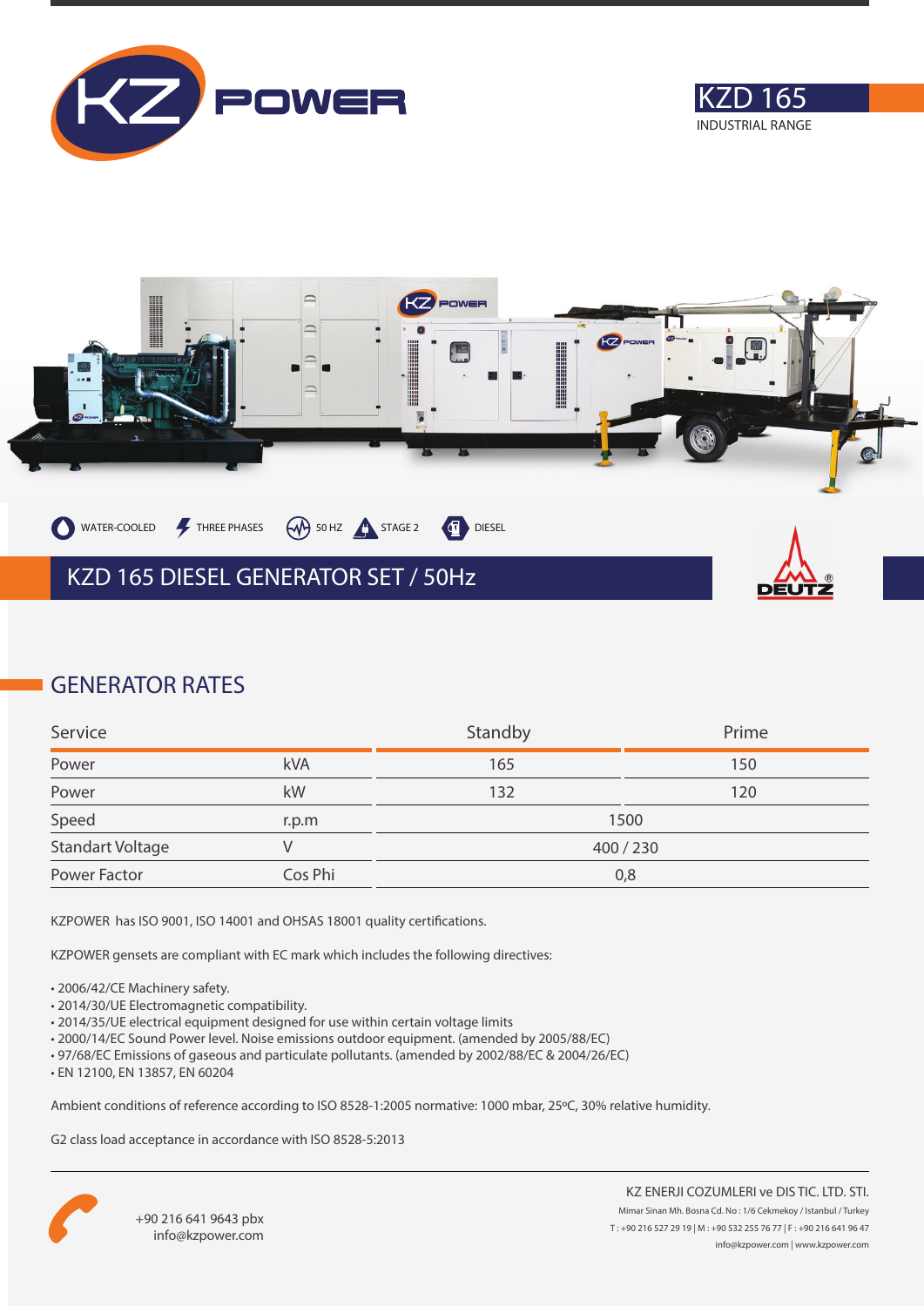# KZD 165

INDUSTRIAL RANGE

WATER-COOLED | THREE PHASES | 50 HZ | STAGE 2 | DIESEL

## KZD 165 DIESEL GENERATOR SET / 50Hz

## GENERATOR RATES

| Service | | Standby | Prime |
|---|---|---|---|
| Power | kVA | 165 | 150 |
| Power | kW | 132 | 120 |
| Speed | r.p.m | 1500 | |
| Standart Voltage | V | 400 / 230 | |
| Power Factor | Cos Phi | 0,8 | |

KZPOWER has ISO 9001, ISO 14001 and OHSAS 18001 quality certifications.

KZPOWER gensets are compliant with EC mark which includes the following directives:

- 2006/42/CE Machinery safety.
- 2014/30/UE Electromagnetic compatibility.
- 2014/35/UE electrical equipment designed for use within certain voltage limits
- 2000/14/EC Sound Power level. Noise emissions outdoor equipment. (amended by 2005/88/EC)
- 97/68/EC Emissions of gaseous and particulate pollutants. (amended by 2002/88/EC & 2004/26/EC)
- EN 12100, EN 13857, EN 60204

Ambient conditions of reference according to ISO 8528-1:2005 normative: 1000 mbar, 25ºC, 30% relative humidity.

G2 class load acceptance in accordance with ISO 8528-5:2013

+90 216 641 9643 pbx
info@kzpower.com

KZ ENERJI COZUMLERI ve DIS TIC. LTD. STI.
Mimar Sinan Mh. Bosna Cd. No : 1/6 Cekmekoy / Istanbul / Turkey
T : +90 216 527 29 19 | M : +90 532 255 76 77 | F : +90 216 641 96 47
info@kzpower.com | www.kzpower.com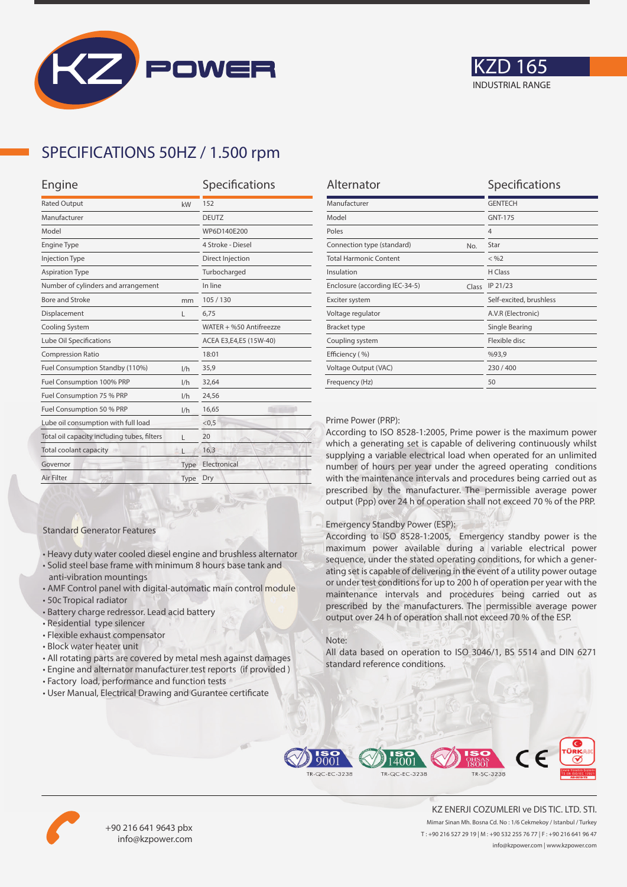# KZ POWER

## KZD 165
INDUSTRIAL RANGE

## SPECIFICATIONS 50HZ / 1.500 rpm

| Engine | | Specifications |
|---|---|---|
| Rated Output | kW | 152 |
| Manufacturer | | DEUTZ |
| Model | | WP6D140E200 |
| Engine Type | | 4 Stroke - Diesel |
| Injection Type | | Direct Injection |
| Aspiration Type | | Turbocharged |
| Number of cylinders and arrangement | | In line |
| Bore and Stroke | mm | 105 / 130 |
| Displacement | L | 6,75 |
| Cooling System | | WATER + %50 Antifreezze |
| Lube Oil Specifications | | ACEA E3,E4,E5 (15W-40) |
| Compression Ratio | | 18:01 |
| Fuel Consumption Standby (110%) | l/h | 35,9 |
| Fuel Consumption 100% PRP | l/h | 32,64 |
| Fuel Consumption 75 % PRP | l/h | 24,56 |
| Fuel Consumption 50 % PRP | l/h | 16,65 |
| Lube oil consumption with full load | | <0,5 |
| Total oil capacity including tubes, filters | L | 20 |
| Total coolant capacity | L | 16,3 |
| Governor | Type | Electronical |
| Air Filter | Type | Dry |

| Alternator | | Specifications |
|---|---|---|
| Manufacturer | | GENTECH |
| Model | | GNT-175 |
| Poles | | 4 |
| Connection type (standard) | No. | Star |
| Total Harmonic Content | | < %2 |
| Insulation | | H Class |
| Enclosure (according IEC-34-5) | Class | IP 21/23 |
| Exciter system | | Self-excited, brushless |
| Voltage regulator | | A.V.R (Electronic) |
| Bracket type | | Single Bearing |
| Coupling system | | Flexible disc |
| Efficiency ( %) | | %93,9 |
| Voltage Output (VAC) | | 230 / 400 |
| Frequency (Hz) | | 50 |

Prime Power (PRP):
According to ISO 8528-1:2005, Prime power is the maximum power which a generating set is capable of delivering continuously whilst supplying a variable electrical load when operated for an unlimited number of hours per year under the agreed operating conditions with the maintenance intervals and procedures being carried out as prescribed by the manufacturer. The permissible average power output (Ppp) over 24 h of operation shall not exceed 70 % of the PRP.

Emergency Standby Power (ESP):
According to ISO 8528-1:2005, Emergency standby power is the maximum power available during a variable electrical power sequence, under the stated operating conditions, for which a generating set is capable of delivering in the event of a utility power outage or under test conditions for up to 200 h of operation per year with the maintenance intervals and procedures being carried out as prescribed by the manufacturers. The permissible average power output over 24 h of operation shall not exceed 70 % of the ESP.

Note:
All data based on operation to ISO 3046/1, BS 5514 and DIN 6271 standard reference conditions.

### Standard Generator Features

- Heavy duty water cooled diesel engine and brushless alternator
- Solid steel base frame with minimum 8 hours base tank and anti-vibration mountings
- AMF Control panel with digital-automatic main control module
- 50c Tropical radiator
- Battery charge redressor. Lead acid battery
- Residential type silencer
- Flexible exhaust compensator
- Block water heater unit
- All rotating parts are covered by metal mesh against damages
- Engine and alternator manufacturer test reports (if provided )
- Factory load, performance and function tests
- User Manual, Electrical Drawing and Gurantee certificate

ISO 9001 TR-QC-EC-3238 | ISO 14001 TR-QC-EC-3238 | ISO OHSAS 18001 TR-SC-3238 | CE | TÜRKAK

+90 216 641 9643 pbx
info@kzpower.com

KZ ENERJI COZUMLERI ve DIS TIC. LTD. STI.
Mimar Sinan Mh. Bosna Cd. No : 1/6 Cekmekoy / Istanbul / Turkey
T : +90 216 527 29 19 | M : +90 532 255 76 77 | F : +90 216 641 96 47
info@kzpower.com | www.kzpower.com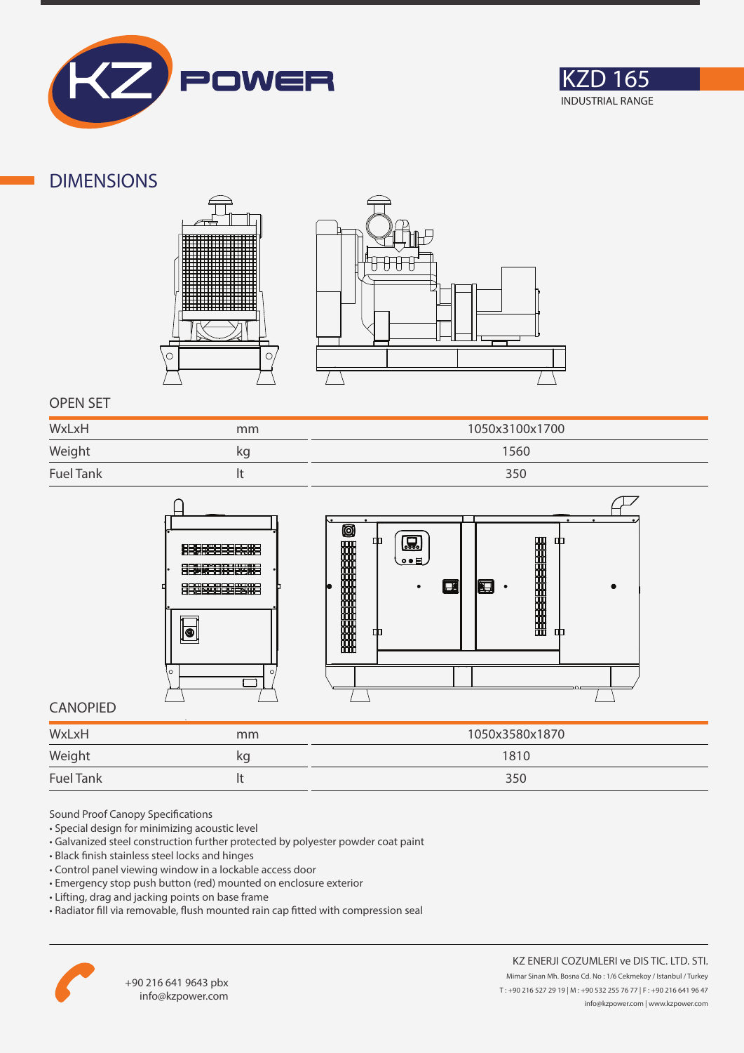KZ POWER

KZD 165
INDUSTRIAL RANGE

## DIMENSIONS

### OPEN SET

| WxLxH | mm | 1050x3100x1700 |
|---|---|---|
| Weight | kg | 1560 |
| Fuel Tank | lt | 350 |

### CANOPIED

| WxLxH | mm | 1050x3580x1870 |
|---|---|---|
| Weight | kg | 1810 |
| Fuel Tank | lt | 350 |

Sound Proof Canopy Specifications

- Special design for minimizing acoustic level
- Galvanized steel construction further protected by polyester powder coat paint
- Black finish stainless steel locks and hinges
- Control panel viewing window in a lockable access door
- Emergency stop push button (red) mounted on enclosure exterior
- Lifting, drag and jacking points on base frame
- Radiator fill via removable, flush mounted rain cap fitted with compression seal

+90 216 641 9643 pbx
info@kzpower.com

KZ ENERJI COZUMLERI ve DIS TIC. LTD. STI.
Mimar Sinan Mh. Bosna Cd. No : 1/6 Cekmekoy / Istanbul / Turkey
T : +90 216 527 29 19 | M : +90 532 255 76 77 | F : +90 216 641 96 47
info@kzpower.com | www.kzpower.com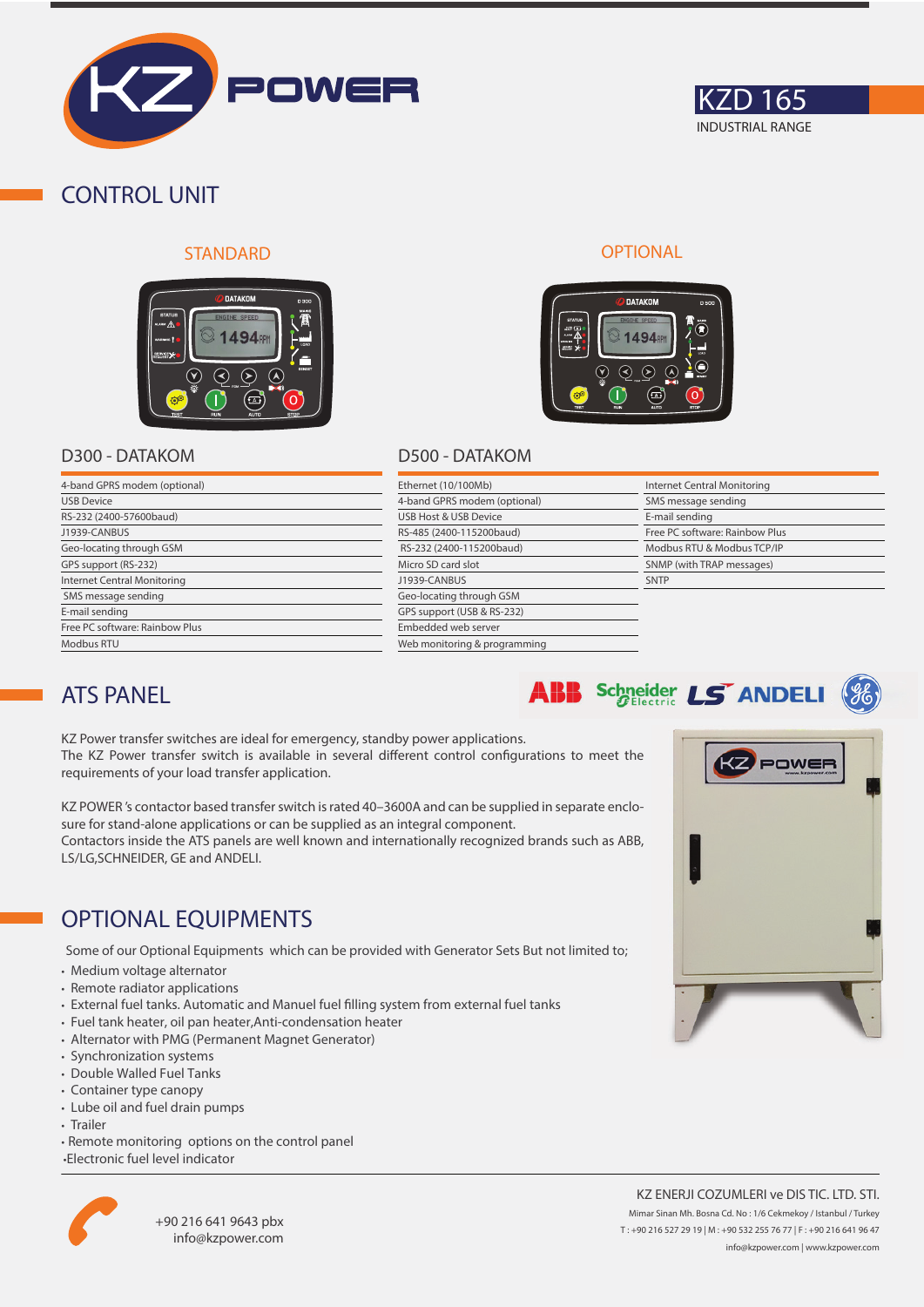KZD 165

INDUSTRIAL RANGE

# CONTROL UNIT

STANDARD

OPTIONAL

## D300 - DATAKOM

| |
|---|
| 4-band GPRS modem (optional) |
| USB Device |
| RS-232 (2400-57600baud) |
| J1939-CANBUS |
| Geo-locating through GSM |
| GPS support (RS-232) |
| Internet Central Monitoring |
| SMS message sending |
| E-mail sending |
| Free PC software: Rainbow Plus |
| Modbus RTU |

## D500 - DATAKOM

| | |
|---|---|
| Ethernet (10/100Mb) | Internet Central Monitoring |
| 4-band GPRS modem (optional) | SMS message sending |
| USB Host & USB Device | E-mail sending |
| RS-485 (2400-115200baud) | Free PC software: Rainbow Plus |
| RS-232 (2400-115200baud) | Modbus RTU & Modbus TCP/IP |
| Micro SD card slot | SNMP (with TRAP messages) |
| J1939-CANBUS | SNTP |
| Geo-locating through GSM | |
| GPS support (USB & RS-232) | |
| Embedded web server | |
| Web monitoring & programming | |

# ATS PANEL

KZ Power transfer switches are ideal for emergency, standby power applications.
The KZ Power transfer switch is available in several different control configurations to meet the requirements of your load transfer application.

KZ POWER 's contactor based transfer switch is rated 40–3600A and can be supplied in separate enclosure for stand-alone applications or can be supplied as an integral component.
Contactors inside the ATS panels are well known and internationally recognized brands such as ABB, LS/LG,SCHNEIDER, GE and ANDELI.

# OPTIONAL EQUIPMENTS

Some of our Optional Equipments which can be provided with Generator Sets But not limited to;

- Medium voltage alternator
- Remote radiator applications
- External fuel tanks. Automatic and Manuel fuel filling system from external fuel tanks
- Fuel tank heater, oil pan heater,Anti-condensation heater
- Alternator with PMG (Permanent Magnet Generator)
- Synchronization systems
- Double Walled Fuel Tanks
- Container type canopy
- Lube oil and fuel drain pumps
- Trailer
- Remote monitoring options on the control panel
- Electronic fuel level indicator

+90 216 641 9643 pbx
info@kzpower.com

KZ ENERJI COZUMLERI ve DIS TIC. LTD. STI.
Mimar Sinan Mh. Bosna Cd. No : 1/6 Cekmekoy / Istanbul / Turkey
T : +90 216 527 29 19 | M : +90 532 255 76 77 | F : +90 216 641 96 47
info@kzpower.com | www.kzpower.com